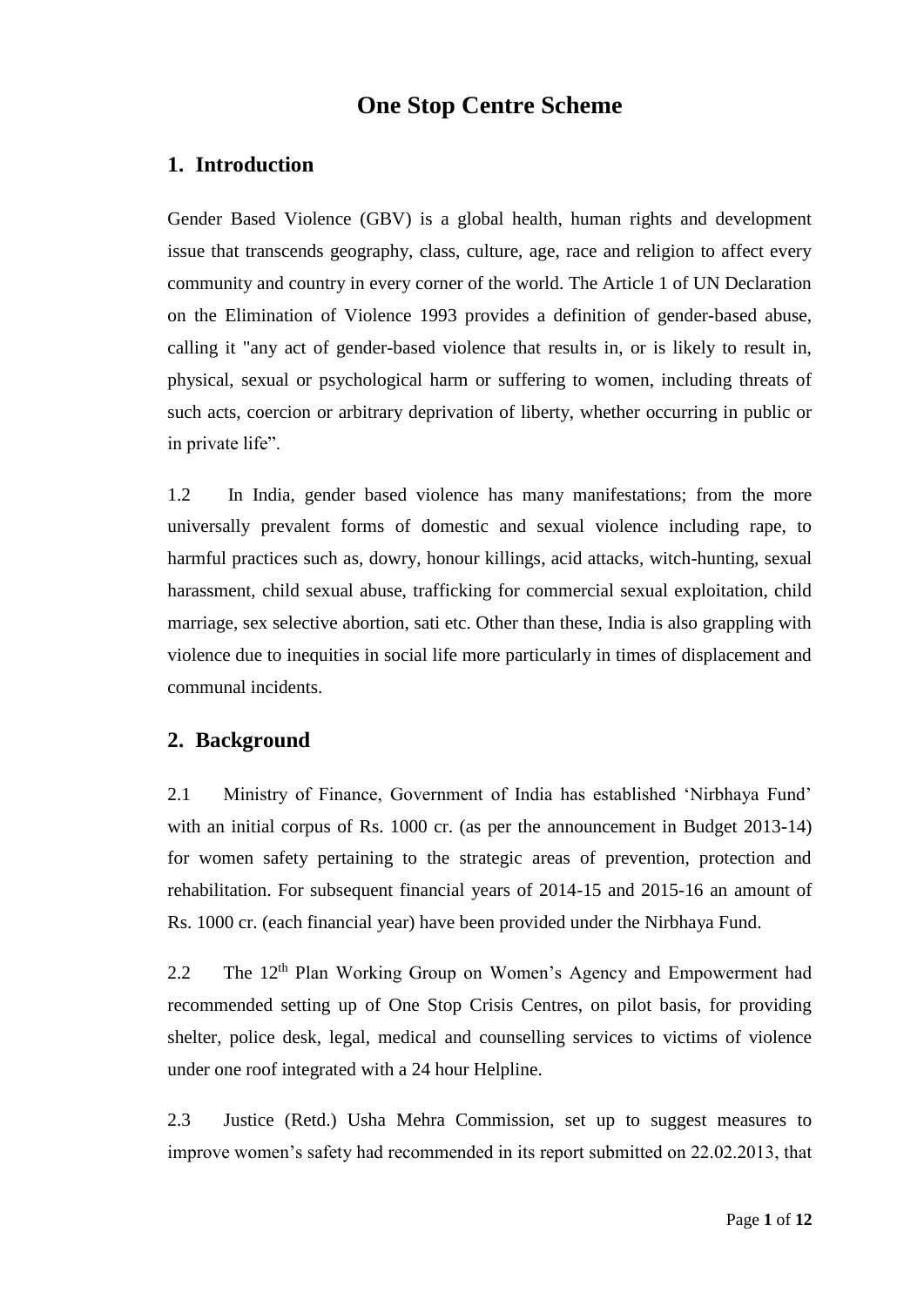# One Stop Centre Scheme

## 1. Introduction

Gender Based Violence (GBV) is a global health, human rights and development issue that transcends geography, class, culture, age, race and religion to affect every community and country in every corner of the world. The Article 1 of UN Declaration on the Elimination of Violence 1993 provides a definition of gender-based abuse, calling it "any act of gender-based violence that results in, or is likely to result in, physical, sexual or psychological harm or suffering to women, including threats of such acts, coercion or arbitrary deprivation of liberty, whether occurring in public or in private life".

1.2 In India, gender based violence has many manifestations; from the more universally prevalent forms of domestic and sexual violence including rape, to harmful practices such as, dowry, honour killings, acid attacks, witch-hunting, sexual harassment, child sexual abuse, trafficking for commercial sexual exploitation, child marriage, sex selective abortion, sati etc. Other than these, India is also grappling with violence due to inequities in social life more particularly in times of displacement and communal incidents.

## 2. Background

2.1 Ministry of Finance, Government of India has established 'Nirbhaya Fund' with an initial corpus of Rs. 1000 cr. (as per the announcement in Budget 2013-14) for women safety pertaining to the strategic areas of prevention, protection and rehabilitation. For subsequent financial years of 2014-15 and 2015-16 an amount of Rs. 1000 cr. (each financial year) have been provided under the Nirbhaya Fund.

2.2 The 12th Plan Working Group on Women's Agency and Empowerment had recommended setting up of One Stop Crisis Centres, on pilot basis, for providing shelter, police desk, legal, medical and counselling services to victims of violence under one roof integrated with a 24 hour Helpline.

2.3 Justice (Retd.) Usha Mehra Commission, set up to suggest measures to improve women's safety had recommended in its report submitted on 22.02.2013, that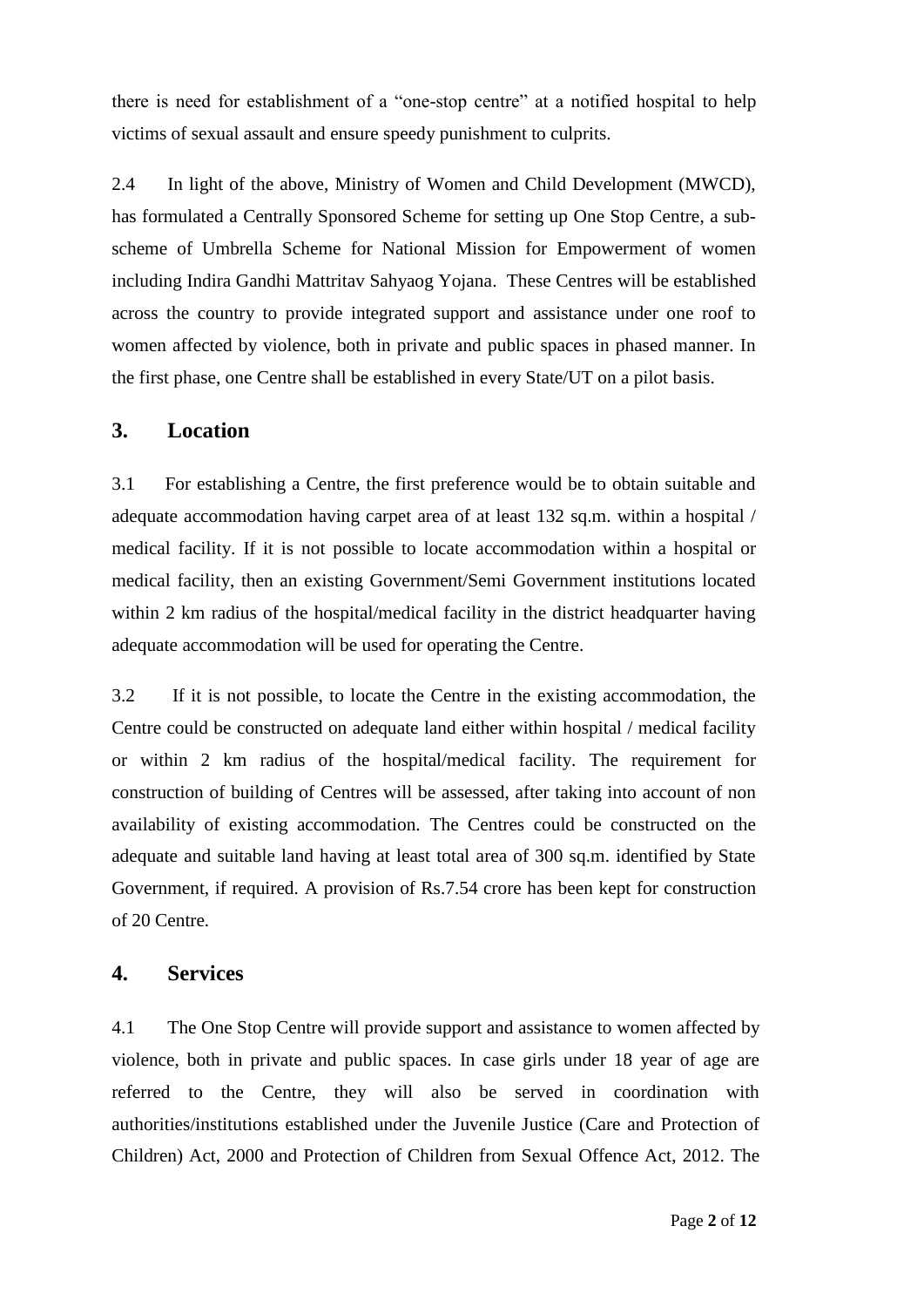there is need for establishment of a "one-stop centre" at a notified hospital to help victims of sexual assault and ensure speedy punishment to culprits.

2.4 In light of the above, Ministry of Women and Child Development (MWCD), has formulated a Centrally Sponsored Scheme for setting up One Stop Centre, a sub-scheme of Umbrella Scheme for National Mission for Empowerment of women including Indira Gandhi Mattritav Sahyaog Yojana. These Centres will be established across the country to provide integrated support and assistance under one roof to women affected by violence, both in private and public spaces in phased manner. In the first phase, one Centre shall be established in every State/UT on a pilot basis.

## 3. Location

3.1 For establishing a Centre, the first preference would be to obtain suitable and adequate accommodation having carpet area of at least 132 sq.m. within a hospital / medical facility. If it is not possible to locate accommodation within a hospital or medical facility, then an existing Government/Semi Government institutions located within 2 km radius of the hospital/medical facility in the district headquarter having adequate accommodation will be used for operating the Centre.

3.2 If it is not possible, to locate the Centre in the existing accommodation, the Centre could be constructed on adequate land either within hospital / medical facility or within 2 km radius of the hospital/medical facility. The requirement for construction of building of Centres will be assessed, after taking into account of non availability of existing accommodation. The Centres could be constructed on the adequate and suitable land having at least total area of 300 sq.m. identified by State Government, if required. A provision of Rs.7.54 crore has been kept for construction of 20 Centre.

## 4. Services

4.1 The One Stop Centre will provide support and assistance to women affected by violence, both in private and public spaces. In case girls under 18 year of age are referred to the Centre, they will also be served in coordination with authorities/institutions established under the Juvenile Justice (Care and Protection of Children) Act, 2000 and Protection of Children from Sexual Offence Act, 2012. The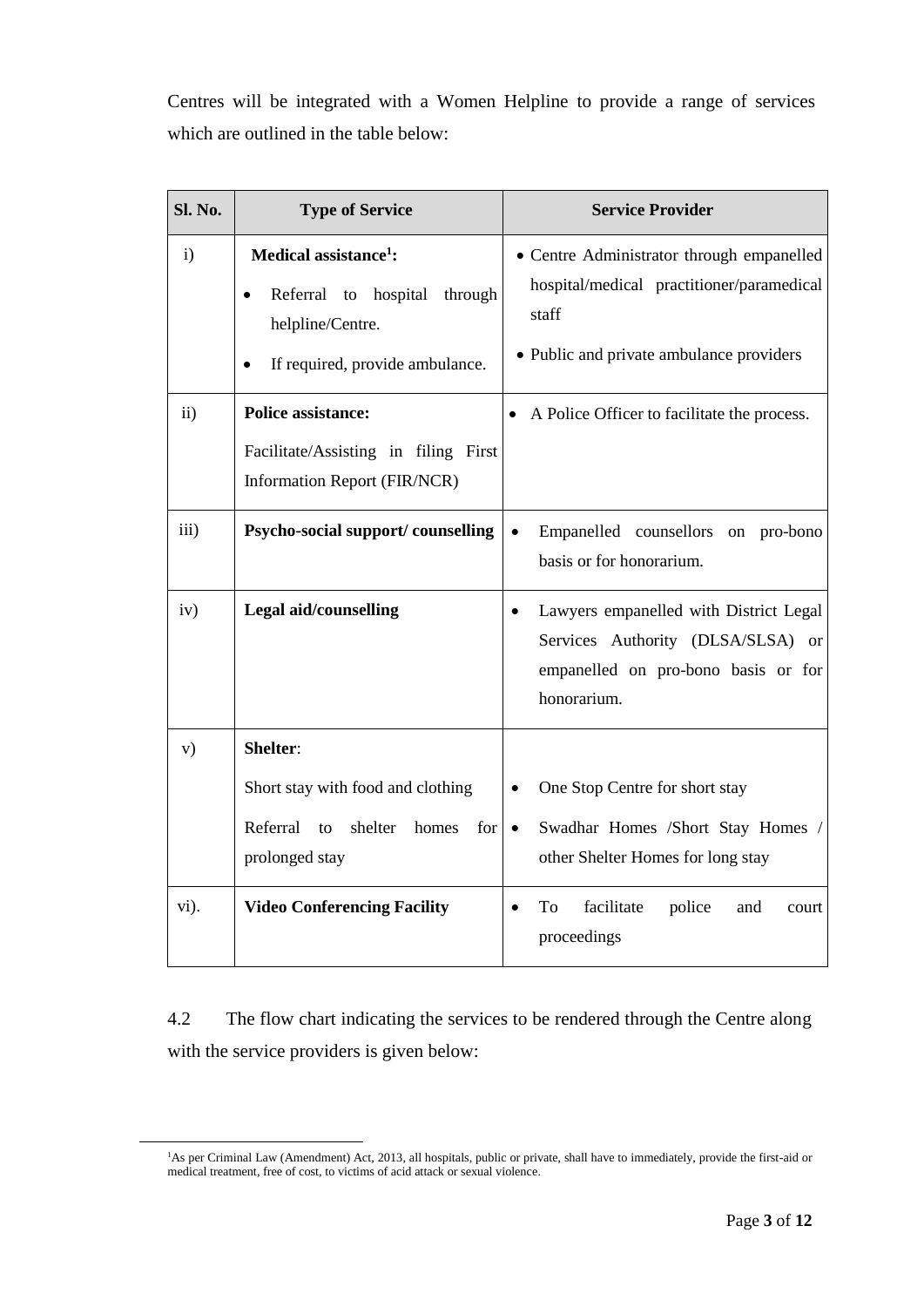Centres will be integrated with a Women Helpline to provide a range of services which are outlined in the table below:

| Sl. No. | Type of Service | Service Provider |
|---|---|---|
| i) | **Medical assistance[1]:**<br>• Referral to hospital through helpline/Centre.<br>• If required, provide ambulance. | • Centre Administrator through empanelled hospital/medical practitioner/paramedical staff<br>• Public and private ambulance providers |
| ii) | **Police assistance:**<br>Facilitate/Assisting in filing First Information Report (FIR/NCR) | • A Police Officer to facilitate the process. |
| iii) | **Psycho-social support/ counselling** | • Empanelled counsellors on pro-bono basis or for honorarium. |
| iv) | **Legal aid/counselling** | • Lawyers empanelled with District Legal Services Authority (DLSA/SLSA) or empanelled on pro-bono basis or for honorarium. |
| v) | **Shelter**:<br>Short stay with food and clothing<br>Referral to shelter homes for prolonged stay | • One Stop Centre for short stay<br>• Swadhar Homes /Short Stay Homes / other Shelter Homes for long stay |
| vi). | **Video Conferencing Facility** | • To facilitate police and court proceedings |

4.2 The flow chart indicating the services to be rendered through the Centre along with the service providers is given below:

[1]As per Criminal Law (Amendment) Act, 2013, all hospitals, public or private, shall have to immediately, provide the first-aid or medical treatment, free of cost, to victims of acid attack or sexual violence.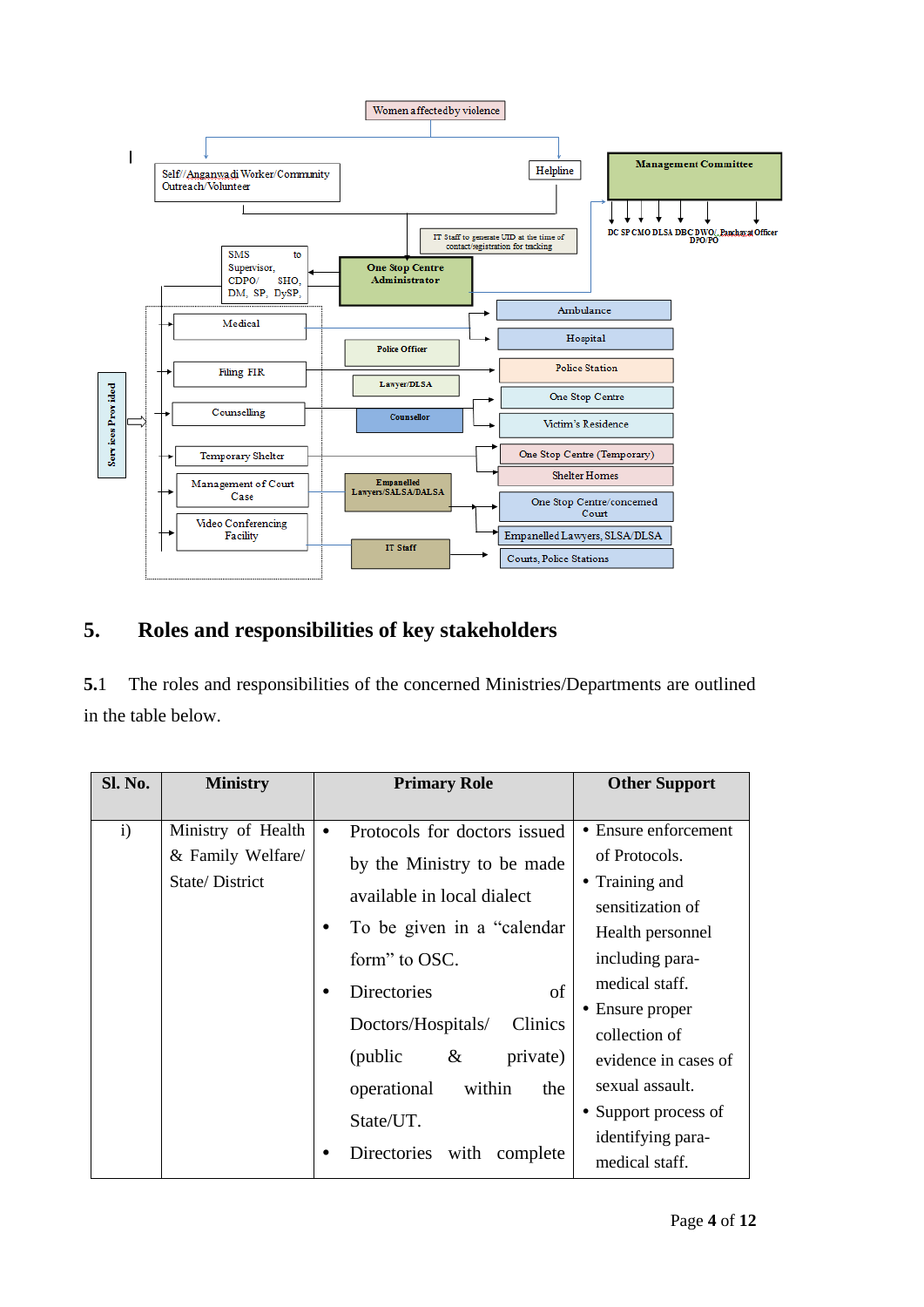Women affected by violence

Self/ Anganwadi Worker/ Community Outreach/ Volunteer

Helpline

Management Committee

DC SP CMO DLSA DBC DWO/ DPO/ PO Panchayat Officer

IT Staff to generate UID at the time of contact/registration for tracking

SMS to Supervisor, CDPO/ SHO, DM, SP, DySP,

One Stop Centre Administrator

Services Provided

| Service | Support | Linked to |
|---|---|---|
| Medical | | Ambulance; Hospital |
| Filing FIR | Police Officer | Police Station |
| | Lawyer/DLSA | |
| Counselling | Counsellor | One Stop Centre; Victim's Residence |
| Temporary Shelter | | One Stop Centre (Temporary); Shelter Homes |
| Management of Court Case | Empanelled Lawyers/SALSA/DALSA | One Stop Centre/concerned Court; Empanelled Lawyers, SLSA/DLSA |
| Video Conferencing Facility | IT Staff | Courts, Police Stations |

## 5. Roles and responsibilities of key stakeholders

5.1 The roles and responsibilities of the concerned Ministries/Departments are outlined in the table below.

| Sl. No. | Ministry | Primary Role | Other Support |
|---|---|---|---|
| i) | Ministry of Health & Family Welfare/ State/ District | • Protocols for doctors issued by the Ministry to be made available in local dialect<br>• To be given in a "calendar form" to OSC.<br>• Directories of Doctors/Hospitals/ Clinics (public & private) operational within the State/UT.<br>• Directories with complete | • Ensure enforcement of Protocols.<br>• Training and sensitization of Health personnel including para-medical staff.<br>• Ensure proper collection of evidence in cases of sexual assault.<br>• Support process of identifying para-medical staff. |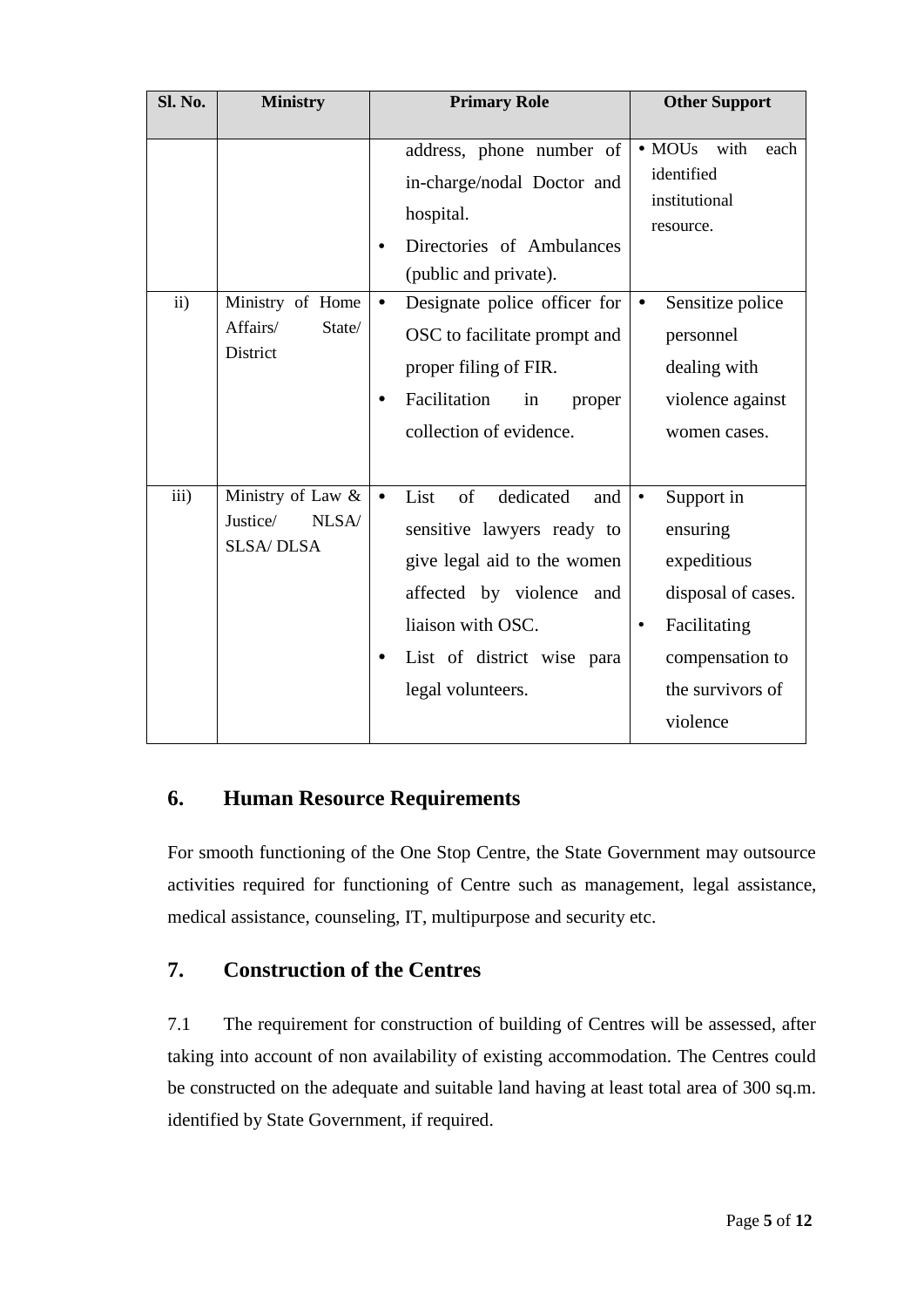| Sl. No. | Ministry | Primary Role | Other Support |
|---|---|---|---|
| | | address, phone number of in-charge/nodal Doctor and hospital.<br>• Directories of Ambulances (public and private). | • MOUs with each identified institutional resource. |
| ii) | Ministry of Home Affairs/ State/ District | • Designate police officer for OSC to facilitate prompt and proper filing of FIR.<br>• Facilitation in proper collection of evidence. | • Sensitize police personnel dealing with violence against women cases. |
| iii) | Ministry of Law & Justice/ NLSA/ SLSA/ DLSA | • List of dedicated and sensitive lawyers ready to give legal aid to the women affected by violence and liaison with OSC.<br>• List of district wise para legal volunteers. | • Support in ensuring expeditious disposal of cases.<br>• Facilitating compensation to the survivors of violence |

## 6. Human Resource Requirements

For smooth functioning of the One Stop Centre, the State Government may outsource activities required for functioning of Centre such as management, legal assistance, medical assistance, counseling, IT, multipurpose and security etc.

## 7. Construction of the Centres

7.1 The requirement for construction of building of Centres will be assessed, after taking into account of non availability of existing accommodation. The Centres could be constructed on the adequate and suitable land having at least total area of 300 sq.m. identified by State Government, if required.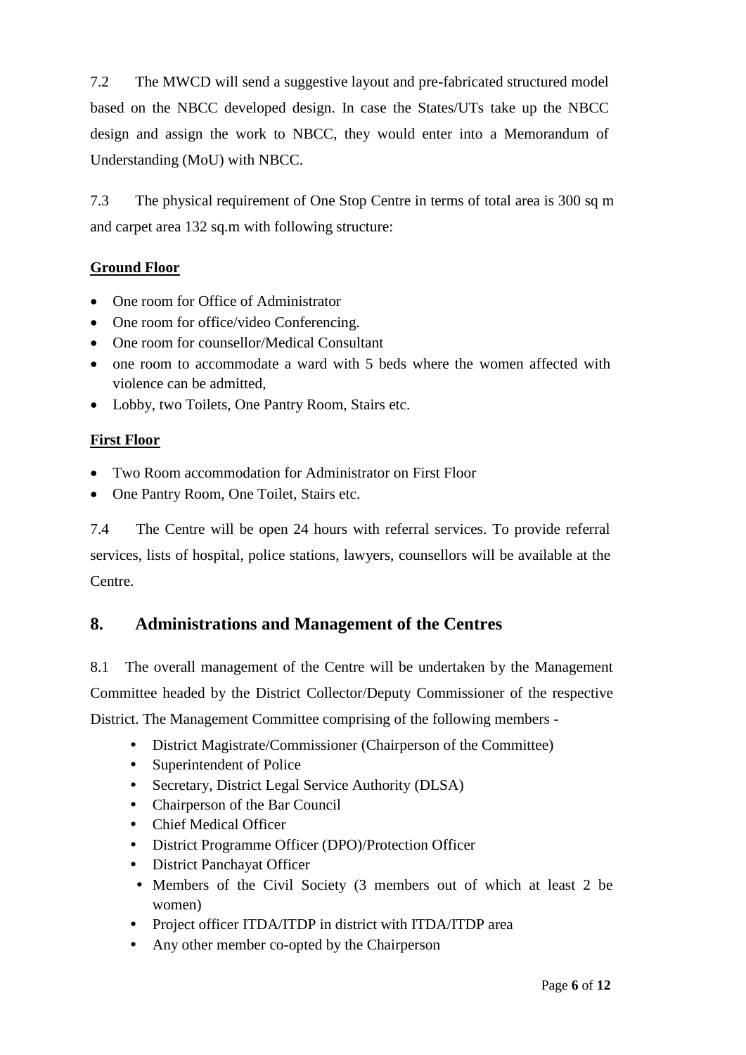7.2 The MWCD will send a suggestive layout and pre-fabricated structured model based on the NBCC developed design. In case the States/UTs take up the NBCC design and assign the work to NBCC, they would enter into a Memorandum of Understanding (MoU) with NBCC.

7.3 The physical requirement of One Stop Centre in terms of total area is 300 sq m and carpet area 132 sq.m with following structure:

**Ground Floor**

- One room for Office of Administrator
- One room for office/video Conferencing.
- One room for counsellor/Medical Consultant
- one room to accommodate a ward with 5 beds where the women affected with violence can be admitted,
- Lobby, two Toilets, One Pantry Room, Stairs etc.

**First Floor**

- Two Room accommodation for Administrator on First Floor
- One Pantry Room, One Toilet, Stairs etc.

7.4 The Centre will be open 24 hours with referral services. To provide referral services, lists of hospital, police stations, lawyers, counsellors will be available at the Centre.

## 8. Administrations and Management of the Centres

8.1 The overall management of the Centre will be undertaken by the Management Committee headed by the District Collector/Deputy Commissioner of the respective District. The Management Committee comprising of the following members -

- District Magistrate/Commissioner (Chairperson of the Committee)
- Superintendent of Police
- Secretary, District Legal Service Authority (DLSA)
- Chairperson of the Bar Council
- Chief Medical Officer
- District Programme Officer (DPO)/Protection Officer
- District Panchayat Officer
- Members of the Civil Society (3 members out of which at least 2 be women)
- Project officer ITDA/ITDP in district with ITDA/ITDP area
- Any other member co-opted by the Chairperson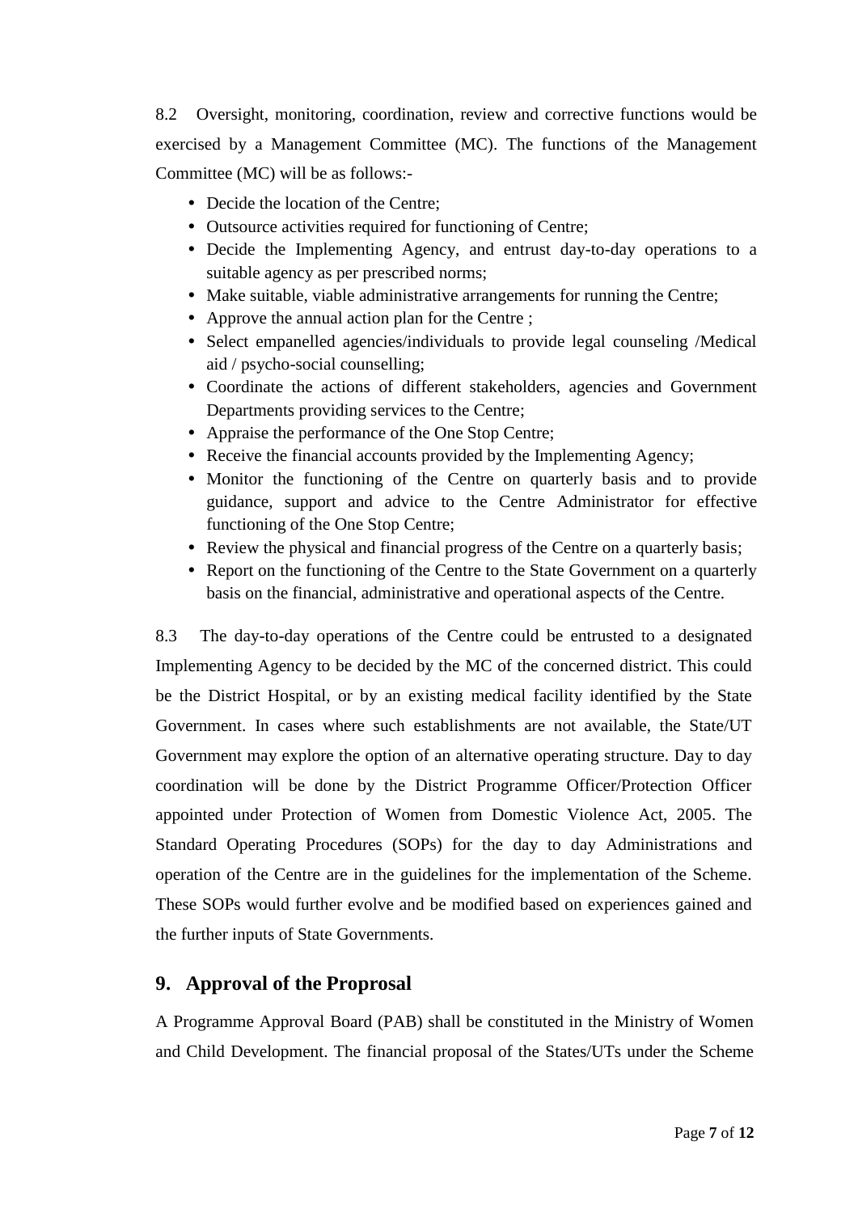8.2 Oversight, monitoring, coordination, review and corrective functions would be exercised by a Management Committee (MC). The functions of the Management Committee (MC) will be as follows:-

- Decide the location of the Centre;
- Outsource activities required for functioning of Centre;
- Decide the Implementing Agency, and entrust day-to-day operations to a suitable agency as per prescribed norms;
- Make suitable, viable administrative arrangements for running the Centre;
- Approve the annual action plan for the Centre ;
- Select empanelled agencies/individuals to provide legal counseling /Medical aid / psycho-social counselling;
- Coordinate the actions of different stakeholders, agencies and Government Departments providing services to the Centre;
- Appraise the performance of the One Stop Centre;
- Receive the financial accounts provided by the Implementing Agency;
- Monitor the functioning of the Centre on quarterly basis and to provide guidance, support and advice to the Centre Administrator for effective functioning of the One Stop Centre;
- Review the physical and financial progress of the Centre on a quarterly basis;
- Report on the functioning of the Centre to the State Government on a quarterly basis on the financial, administrative and operational aspects of the Centre.

8.3 The day-to-day operations of the Centre could be entrusted to a designated Implementing Agency to be decided by the MC of the concerned district. This could be the District Hospital, or by an existing medical facility identified by the State Government. In cases where such establishments are not available, the State/UT Government may explore the option of an alternative operating structure. Day to day coordination will be done by the District Programme Officer/Protection Officer appointed under Protection of Women from Domestic Violence Act, 2005. The Standard Operating Procedures (SOPs) for the day to day Administrations and operation of the Centre are in the guidelines for the implementation of the Scheme. These SOPs would further evolve and be modified based on experiences gained and the further inputs of State Governments.

## 9. Approval of the Proprosal

A Programme Approval Board (PAB) shall be constituted in the Ministry of Women and Child Development. The financial proposal of the States/UTs under the Scheme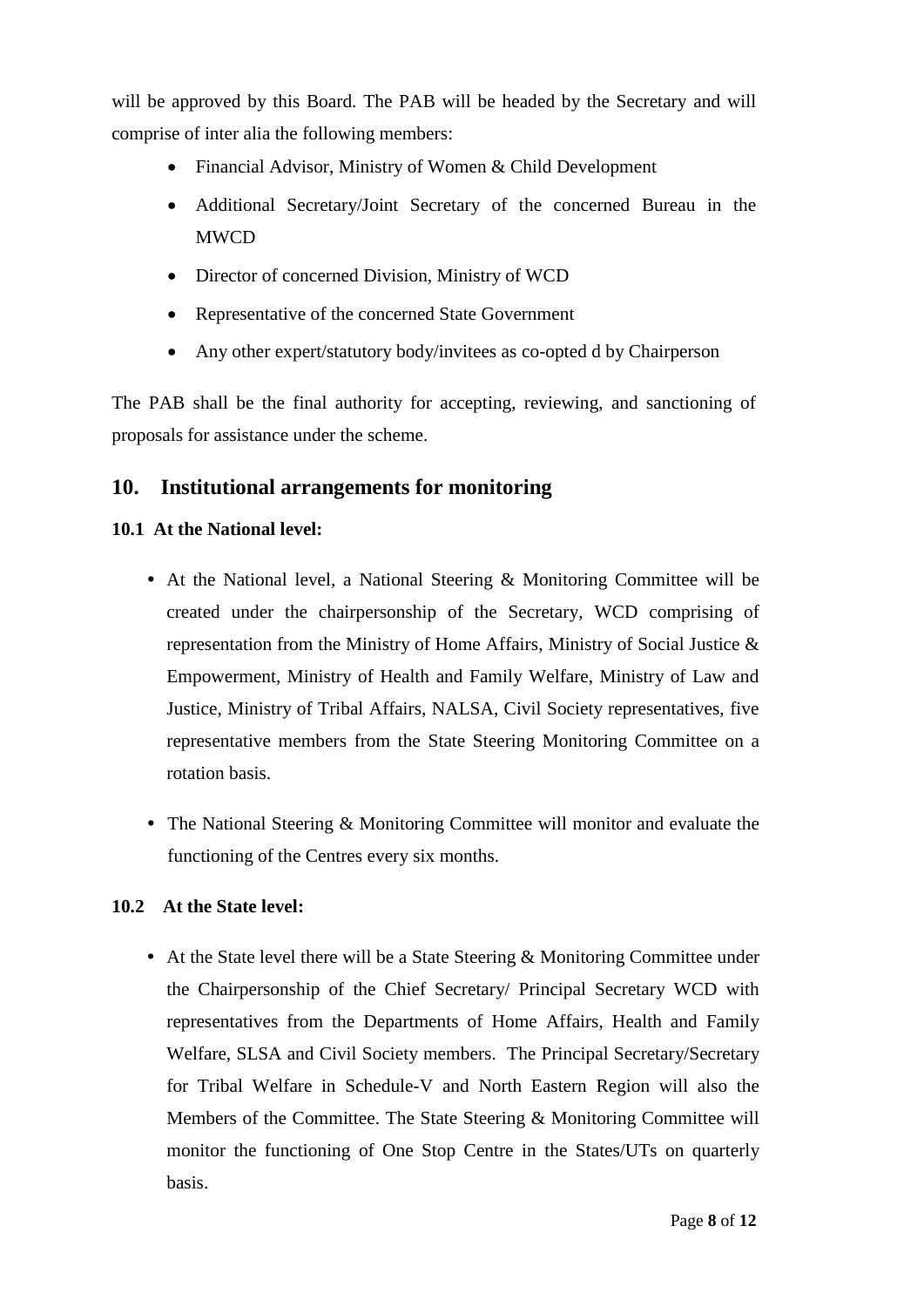will be approved by this Board. The PAB will be headed by the Secretary and will comprise of inter alia the following members:

- Financial Advisor, Ministry of Women & Child Development
- Additional Secretary/Joint Secretary of the concerned Bureau in the MWCD
- Director of concerned Division, Ministry of WCD
- Representative of the concerned State Government
- Any other expert/statutory body/invitees as co-opted d by Chairperson

The PAB shall be the final authority for accepting, reviewing, and sanctioning of proposals for assistance under the scheme.

## 10. Institutional arrangements for monitoring

### 10.1 At the National level:

- At the National level, a National Steering & Monitoring Committee will be created under the chairpersonship of the Secretary, WCD comprising of representation from the Ministry of Home Affairs, Ministry of Social Justice & Empowerment, Ministry of Health and Family Welfare, Ministry of Law and Justice, Ministry of Tribal Affairs, NALSA, Civil Society representatives, five representative members from the State Steering Monitoring Committee on a rotation basis.
- The National Steering & Monitoring Committee will monitor and evaluate the functioning of the Centres every six months.

### 10.2 At the State level:

- At the State level there will be a State Steering & Monitoring Committee under the Chairpersonship of the Chief Secretary/ Principal Secretary WCD with representatives from the Departments of Home Affairs, Health and Family Welfare, SLSA and Civil Society members. The Principal Secretary/Secretary for Tribal Welfare in Schedule-V and North Eastern Region will also the Members of the Committee. The State Steering & Monitoring Committee will monitor the functioning of One Stop Centre in the States/UTs on quarterly basis.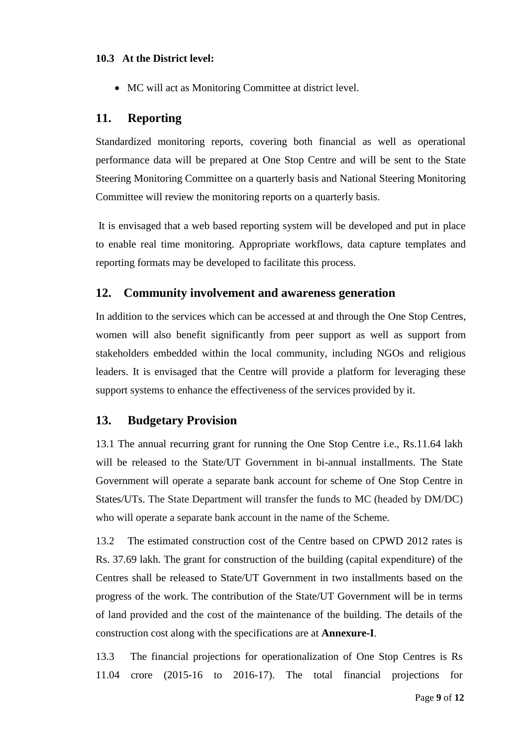**10.3 At the District level:**

- MC will act as Monitoring Committee at district level.

## 11. Reporting

Standardized monitoring reports, covering both financial as well as operational performance data will be prepared at One Stop Centre and will be sent to the State Steering Monitoring Committee on a quarterly basis and National Steering Monitoring Committee will review the monitoring reports on a quarterly basis.

It is envisaged that a web based reporting system will be developed and put in place to enable real time monitoring. Appropriate workflows, data capture templates and reporting formats may be developed to facilitate this process.

## 12. Community involvement and awareness generation

In addition to the services which can be accessed at and through the One Stop Centres, women will also benefit significantly from peer support as well as support from stakeholders embedded within the local community, including NGOs and religious leaders. It is envisaged that the Centre will provide a platform for leveraging these support systems to enhance the effectiveness of the services provided by it.

## 13. Budgetary Provision

13.1 The annual recurring grant for running the One Stop Centre i.e., Rs.11.64 lakh will be released to the State/UT Government in bi-annual installments. The State Government will operate a separate bank account for scheme of One Stop Centre in States/UTs. The State Department will transfer the funds to MC (headed by DM/DC) who will operate a separate bank account in the name of the Scheme.

13.2 The estimated construction cost of the Centre based on CPWD 2012 rates is Rs. 37.69 lakh. The grant for construction of the building (capital expenditure) of the Centres shall be released to State/UT Government in two installments based on the progress of the work. The contribution of the State/UT Government will be in terms of land provided and the cost of the maintenance of the building. The details of the construction cost along with the specifications are at **Annexure-I**.

13.3 The financial projections for operationalization of One Stop Centres is Rs 11.04 crore (2015-16 to 2016-17). The total financial projections for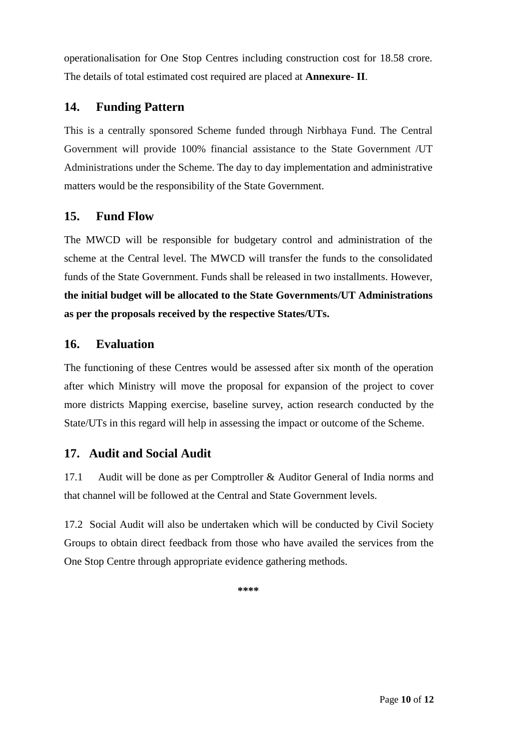operationalisation for One Stop Centres including construction cost for 18.58 crore. The details of total estimated cost required are placed at **Annexure- II**.

## 14. Funding Pattern

This is a centrally sponsored Scheme funded through Nirbhaya Fund. The Central Government will provide 100% financial assistance to the State Government /UT Administrations under the Scheme. The day to day implementation and administrative matters would be the responsibility of the State Government.

## 15. Fund Flow

The MWCD will be responsible for budgetary control and administration of the scheme at the Central level. The MWCD will transfer the funds to the consolidated funds of the State Government. Funds shall be released in two installments. However, **the initial budget will be allocated to the State Governments/UT Administrations as per the proposals received by the respective States/UTs.**

## 16. Evaluation

The functioning of these Centres would be assessed after six month of the operation after which Ministry will move the proposal for expansion of the project to cover more districts Mapping exercise, baseline survey, action research conducted by the State/UTs in this regard will help in assessing the impact or outcome of the Scheme.

## 17. Audit and Social Audit

17.1 Audit will be done as per Comptroller & Auditor General of India norms and that channel will be followed at the Central and State Government levels.

17.2 Social Audit will also be undertaken which will be conducted by Civil Society Groups to obtain direct feedback from those who have availed the services from the One Stop Centre through appropriate evidence gathering methods.

****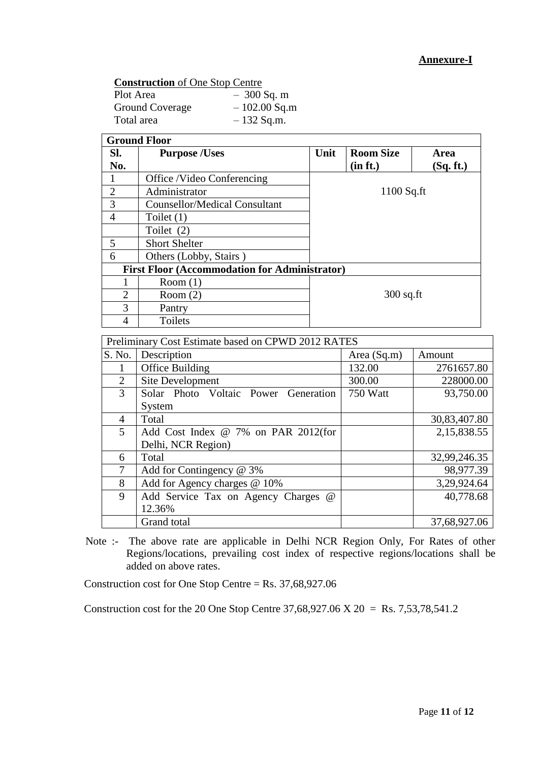**Annexure-I**

**Construction of One Stop Centre**

Plot Area – 300 Sq. m
Ground Coverage – 102.00 Sq.m
Total area – 132 Sq.m.

| Sl. No. | Purpose /Uses | Unit | Room Size (in ft.) | Area (Sq. ft.) |
|---|---|---|---|---|
| **Ground Floor** | | | | |
| 1 | Office /Video Conferencing | 1100 Sq.ft | | |
| 2 | Administrator | | | |
| 3 | Counsellor/Medical Consultant | | | |
| 4 | Toilet (1) | | | |
| | Toilet (2) | | | |
| 5 | Short Shelter | | | |
| 6 | Others (Lobby, Stairs ) | | | |
| **First Floor (Accommodation for Administrator)** | | | | |
| 1 | Room (1) | 300 sq.ft | | |
| 2 | Room (2) | | | |
| 3 | Pantry | | | |
| 4 | Toilets | | | |

| Preliminary Cost Estimate based on CPWD 2012 RATES | | | |
|---|---|---|---|
| S. No. | Description | Area (Sq.m) | Amount |
| 1 | Office Building | 132.00 | 2761657.80 |
| 2 | Site Development | 300.00 | 228000.00 |
| 3 | Solar Photo Voltaic Power Generation System | 750 Watt | 93,750.00 |
| 4 | Total | | 30,83,407.80 |
| 5 | Add Cost Index @ 7% on PAR 2012(for Delhi, NCR Region) | | 2,15,838.55 |
| 6 | Total | | 32,99,246.35 |
| 7 | Add for Contingency @ 3% | | 98,977.39 |
| 8 | Add for Agency charges @ 10% | | 3,29,924.64 |
| 9 | Add Service Tax on Agency Charges @ 12.36% | | 40,778.68 |
| | Grand total | | 37,68,927.06 |

Note :- The above rate are applicable in Delhi NCR Region Only, For Rates of other Regions/locations, prevailing cost index of respective regions/locations shall be added on above rates.

Construction cost for One Stop Centre = Rs. 37,68,927.06

Construction cost for the 20 One Stop Centre 37,68,927.06 X 20 = Rs. 7,53,78,541.2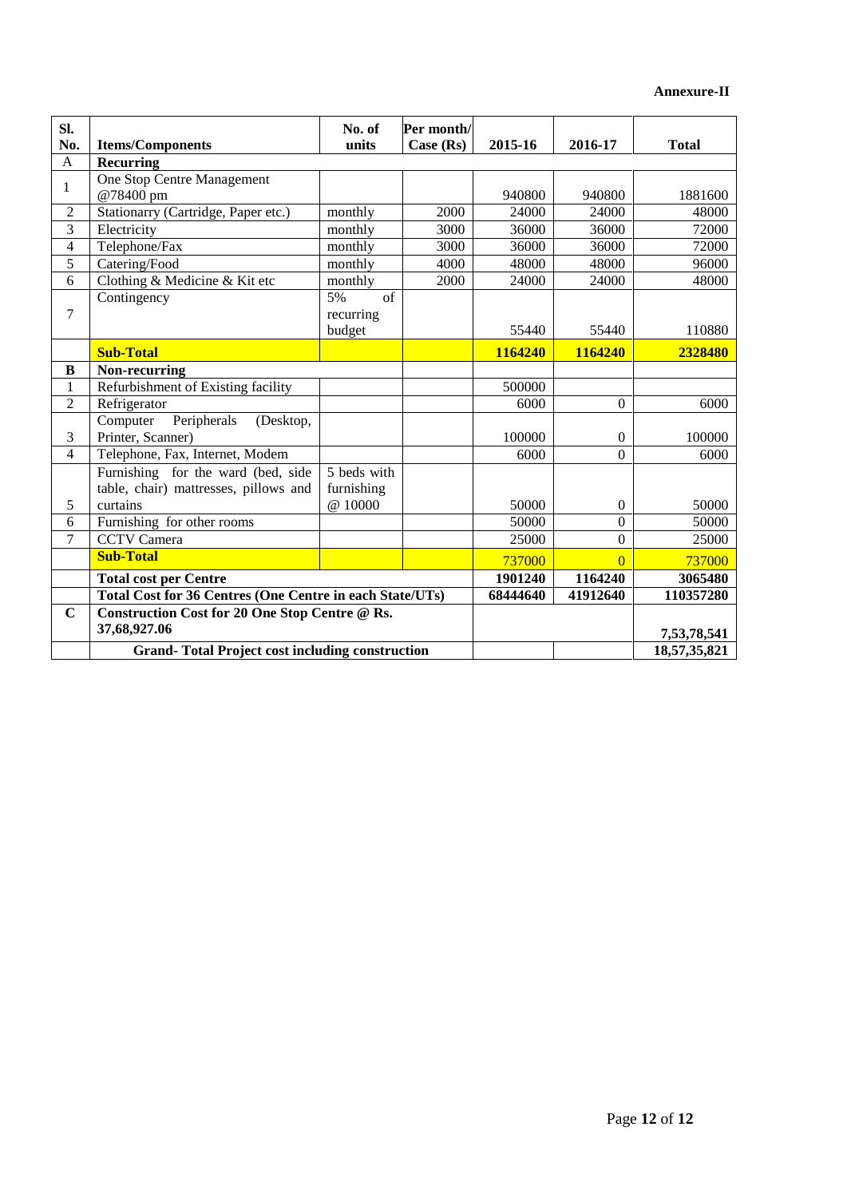**Annexure-II**

| Sl. No. | Items/Components | No. of units | Per month/ Case (Rs) | 2015-16 | 2016-17 | Total |
|---|---|---|---|---|---|---|
| A | **Recurring** | | | | | |
| 1 | One Stop Centre Management @78400 pm | | | 940800 | 940800 | 1881600 |
| 2 | Stationarry (Cartridge, Paper etc.) | monthly | 2000 | 24000 | 24000 | 48000 |
| 3 | Electricity | monthly | 3000 | 36000 | 36000 | 72000 |
| 4 | Telephone/Fax | monthly | 3000 | 36000 | 36000 | 72000 |
| 5 | Catering/Food | monthly | 4000 | 48000 | 48000 | 96000 |
| 6 | Clothing & Medicine & Kit etc | monthly | 2000 | 24000 | 24000 | 48000 |
| 7 | Contingency | 5% of recurring budget | | 55440 | 55440 | 110880 |
| | **Sub-Total** | | | **1164240** | **1164240** | **2328480** |
| **B** | **Non-recurring** | | | | | |
| 1 | Refurbishment of Existing facility | | | 500000 | | |
| 2 | Refrigerator | | | 6000 | 0 | 6000 |
| 3 | Computer Peripherals (Desktop, Printer, Scanner) | | | 100000 | 0 | 100000 |
| 4 | Telephone, Fax, Internet, Modem | | | 6000 | 0 | 6000 |
| 5 | Furnishing for the ward (bed, side table, chair) mattresses, pillows and curtains | 5 beds with furnishing @ 10000 | | 50000 | 0 | 50000 |
| 6 | Furnishing for other rooms | | | 50000 | 0 | 50000 |
| 7 | CCTV Camera | | | 25000 | 0 | 25000 |
| | **Sub-Total** | | | 737000 | 0 | 737000 |
| | **Total cost per Centre** | | | **1901240** | **1164240** | **3065480** |
| | **Total Cost for 36 Centres (One Centre in each State/UTs)** | | | **68444640** | **41912640** | **110357280** |
| **C** | **Construction Cost for 20 One Stop Centre @ Rs. 37,68,927.06** | | | | | **7,53,78,541** |
| | **Grand- Total Project cost including construction** | | | | | **18,57,35,821** |